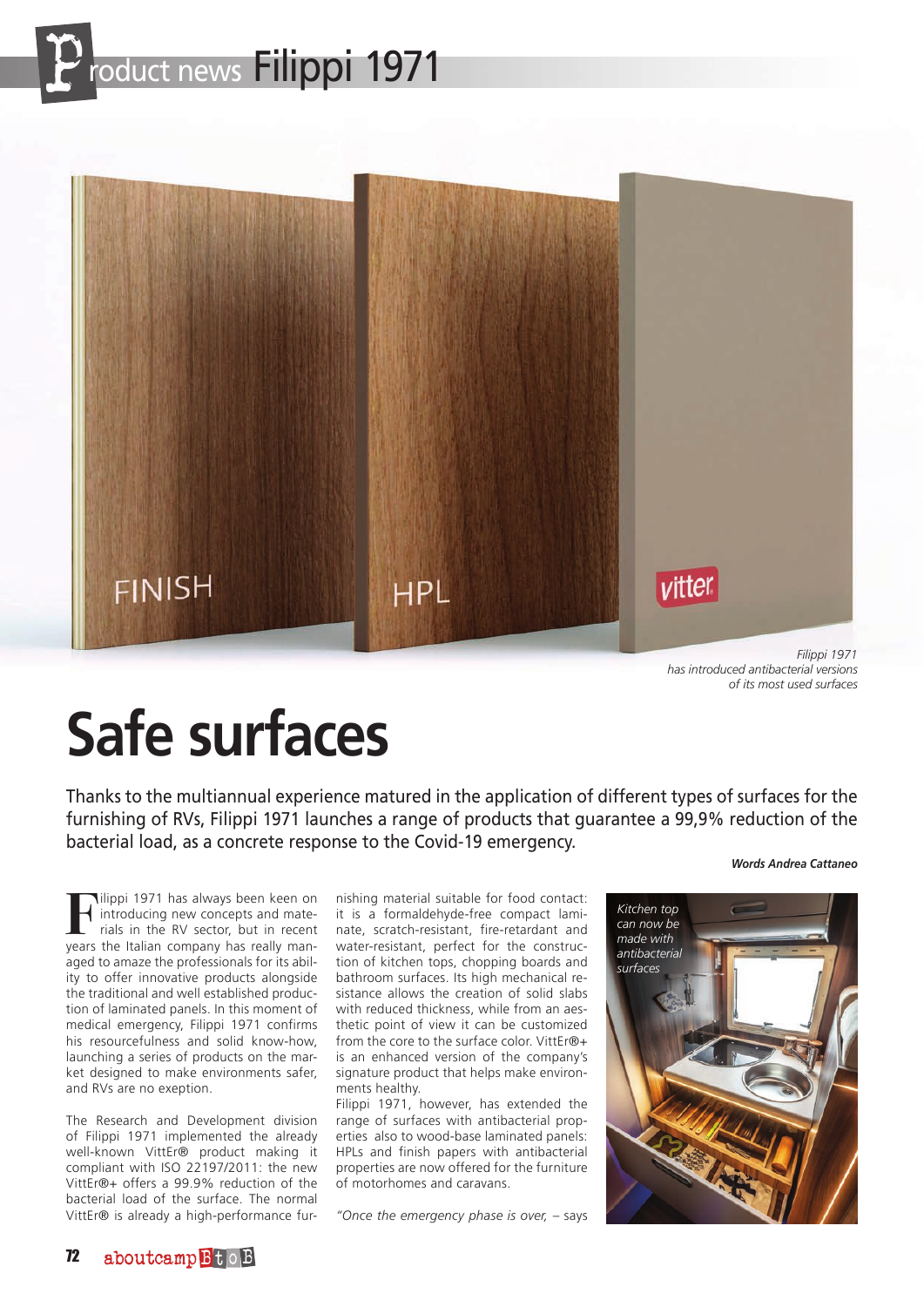# Product news Filippi 1971

*Filippi 1971 has introduced antibacterial versions of its most used surfaces*

# Safe surfaces

Thanks to the multiannual experience matured in the application of different types of surfaces for the furnishing of RVs, Filippi 1971 launches a range of products that guarantee a 99,9% reduction of the bacterial load, as a concrete response to the Covid-19 emergency.

***Words Andrea Cattaneo***

Filippi 1971 has always been keen on introducing new concepts and materials in the RV sector, but in recent years the Italian company has really managed to amaze the professionals for its ability to offer innovative products alongside the traditional and well established production of laminated panels. In this moment of medical emergency, Filippi 1971 confirms his resourcefulness and solid know-how, launching a series of products on the market designed to make environments safer, and RVs are no exception.

The Research and Development division of Filippi 1971 implemented the already well-known VittEr® product making it compliant with ISO 22197/2011: the new VittEr®+ offers a 99.9% reduction of the bacterial load of the surface. The normal VittEr® is already a high-performance furnishing material suitable for food contact: it is a formaldehyde-free compact laminate, scratch-resistant, fire-retardant and water-resistant, perfect for the construction of kitchen tops, chopping boards and bathroom surfaces. Its high mechanical resistance allows the creation of solid slabs with reduced thickness, while from an aesthetic point of view it can be customized from the core to the surface color. VittEr®+ is an enhanced version of the company's signature product that helps make environments healthy.

Filippi 1971, however, has extended the range of surfaces with antibacterial properties also to wood-base laminated panels: HPLs and finish papers with antibacterial properties are now offered for the furniture of motorhomes and caravans.

*Kitchen top can now be made with antibacterial surfaces*

*"Once the emergency phase is over,* – says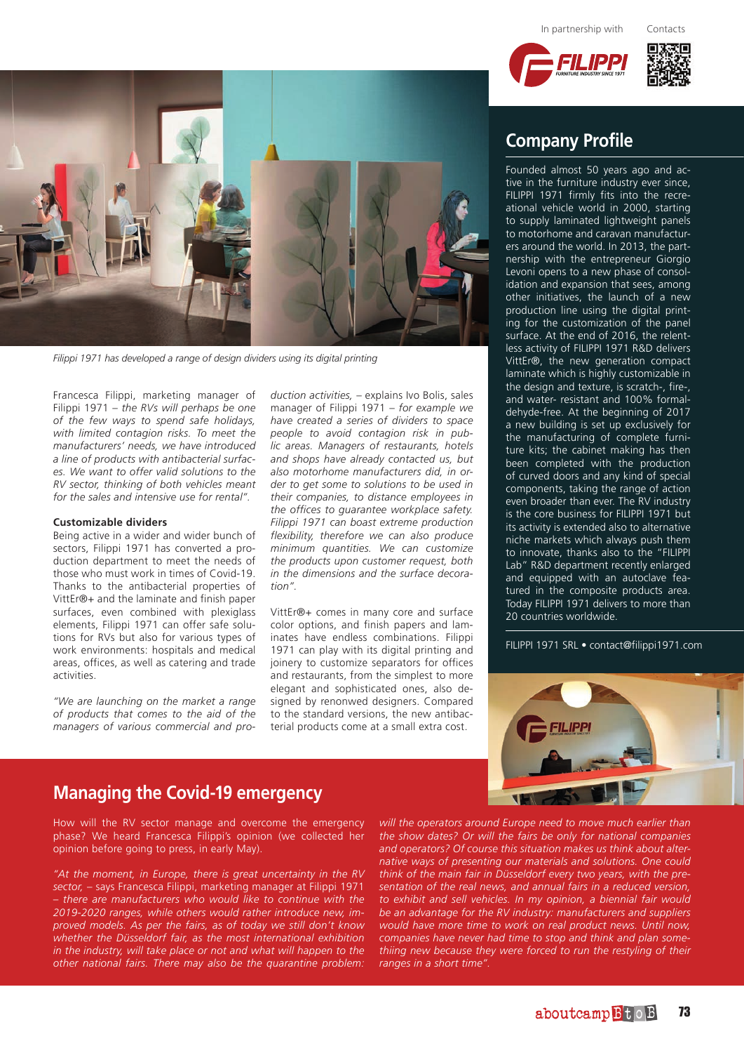In partnership with

Contacts

Filippi 1971 has developed a range of design dividers using its digital printing

Francesca Filippi, marketing manager of Filippi 1971 – *the RVs will perhaps be one of the few ways to spend safe holidays, with limited contagion risks. To meet the manufacturers' needs, we have introduced a line of products with antibacterial surfaces. We want to offer valid solutions to the RV sector, thinking of both vehicles meant for the sales and intensive use for rental".*

### Customizable dividers

Being active in a wider and wider bunch of sectors, Filippi 1971 has converted a production department to meet the needs of those who must work in times of Covid-19. Thanks to the antibacterial properties of VittEr®+ and the laminate and finish paper surfaces, even combined with plexiglass elements, Filippi 1971 can offer safe solutions for RVs but also for various types of work environments: hospitals and medical areas, offices, as well as catering and trade activities.

*"We are launching on the market a range of products that comes to the aid of the managers of various commercial and production activities,* – explains Ivo Bolis, sales manager of Filippi 1971 – *for example we have created a series of dividers to space people to avoid contagion risk in public areas. Managers of restaurants, hotels and shops have already contacted us, but also motorhome manufacturers did, in order to get some to solutions to be used in their companies, to distance employees in the offices to guarantee workplace safety. Filippi 1971 can boast extreme production flexibility, therefore we can also produce minimum quantities. We can customize the products upon customer request, both in the dimensions and the surface decoration".*

VittEr®+ comes in many core and surface color options, and finish papers and laminates have endless combinations. Filippi 1971 can play with its digital printing and joinery to customize separators for offices and restaurants, from the simplest to more elegant and sophisticated ones, also designed by renonwed designers. Compared to the standard versions, the new antibacterial products come at a small extra cost.

## Company Profile

Founded almost 50 years ago and active in the furniture industry ever since, FILIPPI 1971 firmly fits into the recreational vehicle world in 2000, starting to supply laminated lightweight panels to motorhome and caravan manufacturers around the world. In 2013, the partnership with the entrepreneur Giorgio Levoni opens to a new phase of consolidation and expansion that sees, among other initiatives, the launch of a new production line using the digital printing for the customization of the panel surface. At the end of 2016, the relentless activity of FILIPPI 1971 R&D delivers VittEr®, the new generation compact laminate which is highly customizable in the design and texture, is scratch-, fire-, and water- resistant and 100% formaldehyde-free. At the beginning of 2017 a new building is set up exclusively for the manufacturing of complete furniture kits; the cabinet making has then been completed with the production of curved doors and any kind of special components, taking the range of action even broader than ever. The RV industry is the core business for FILIPPI 1971 but its activity is extended also to alternative niche markets which always push them to innovate, thanks also to the "FILIPPI Lab" R&D department recently enlarged and equipped with an autoclave featured in the composite products area. Today FILIPPI 1971 delivers to more than 20 countries worldwide.

FILIPPI 1971 SRL • contact@filippi1971.com

## Managing the Covid-19 emergency

How will the RV sector manage and overcome the emergency phase? We heard Francesca Filippi's opinion (we collected her opinion before going to press, in early May).

*"At the moment, in Europe, there is great uncertainty in the RV sector,* – says Francesca Filippi, marketing manager at Filippi 1971 – *there are manufacturers who would like to continue with the 2019-2020 ranges, while others would rather introduce new, improved models. As per the fairs, as of today we still don't know whether the Düsseldorf fair, as the most international exhibition in the industry, will take place or not and what will happen to the other national fairs. There may also be the quarantine problem: will the operators around Europe need to move much earlier than the show dates? Or will the fairs be only for national companies and operators? Of course this situation makes us think about alternative ways of presenting our materials and solutions. One could think of the main fair in Düsseldorf every two years, with the presentation of the real news, and annual fairs in a reduced version, to exhibit and sell vehicles. In my opinion, a biennial fair would be an advantage for the RV industry: manufacturers and suppliers would have more time to work on real product news. Until now, companies have never had time to stop and think and plan somethiing new because they were forced to run the restyling of their ranges in a short time".*